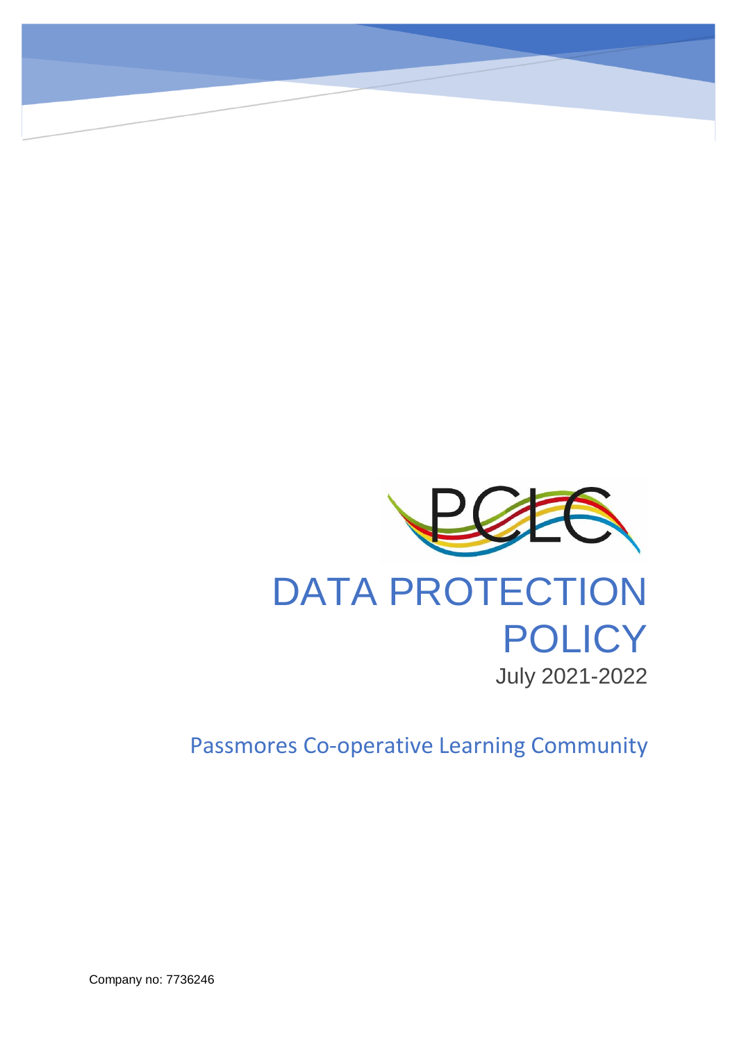PCLC

# DATA PROTECTION POLICY

July 2021-2022

Passmores Co-operative Learning Community

Company no: 7736246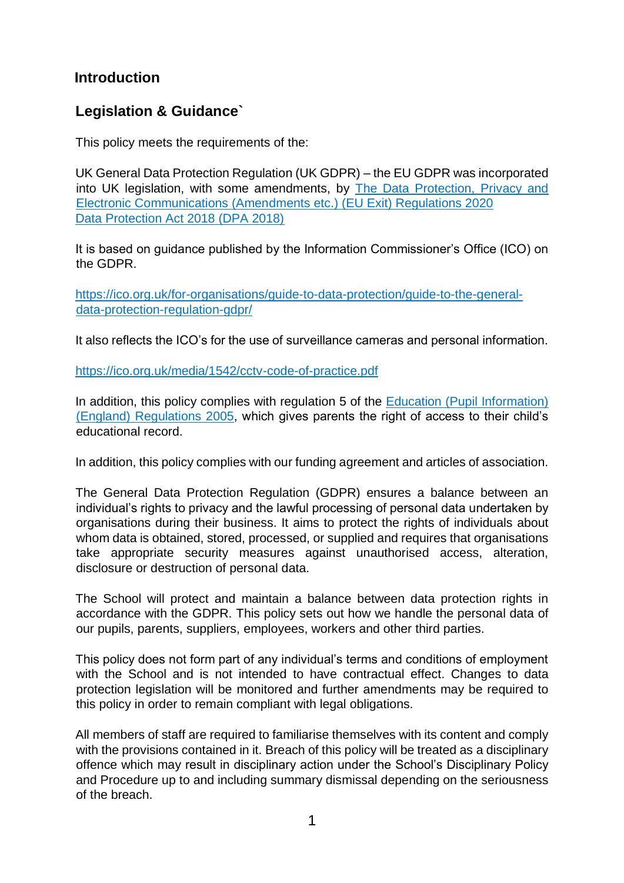## Introduction

## Legislation & Guidance`

This policy meets the requirements of the:

UK General Data Protection Regulation (UK GDPR) – the EU GDPR was incorporated into UK legislation, with some amendments, by The Data Protection, Privacy and Electronic Communications (Amendments etc.) (EU Exit) Regulations 2020
Data Protection Act 2018 (DPA 2018)

It is based on guidance published by the Information Commissioner's Office (ICO) on the GDPR.

https://ico.org.uk/for-organisations/guide-to-data-protection/guide-to-the-general-data-protection-regulation-gdpr/

It also reflects the ICO's for the use of surveillance cameras and personal information.

https://ico.org.uk/media/1542/cctv-code-of-practice.pdf

In addition, this policy complies with regulation 5 of the Education (Pupil Information) (England) Regulations 2005, which gives parents the right of access to their child's educational record.

In addition, this policy complies with our funding agreement and articles of association.

The General Data Protection Regulation (GDPR) ensures a balance between an individual's rights to privacy and the lawful processing of personal data undertaken by organisations during their business. It aims to protect the rights of individuals about whom data is obtained, stored, processed, or supplied and requires that organisations take appropriate security measures against unauthorised access, alteration, disclosure or destruction of personal data.

The School will protect and maintain a balance between data protection rights in accordance with the GDPR. This policy sets out how we handle the personal data of our pupils, parents, suppliers, employees, workers and other third parties.

This policy does not form part of any individual's terms and conditions of employment with the School and is not intended to have contractual effect. Changes to data protection legislation will be monitored and further amendments may be required to this policy in order to remain compliant with legal obligations.

All members of staff are required to familiarise themselves with its content and comply with the provisions contained in it. Breach of this policy will be treated as a disciplinary offence which may result in disciplinary action under the School's Disciplinary Policy and Procedure up to and including summary dismissal depending on the seriousness of the breach.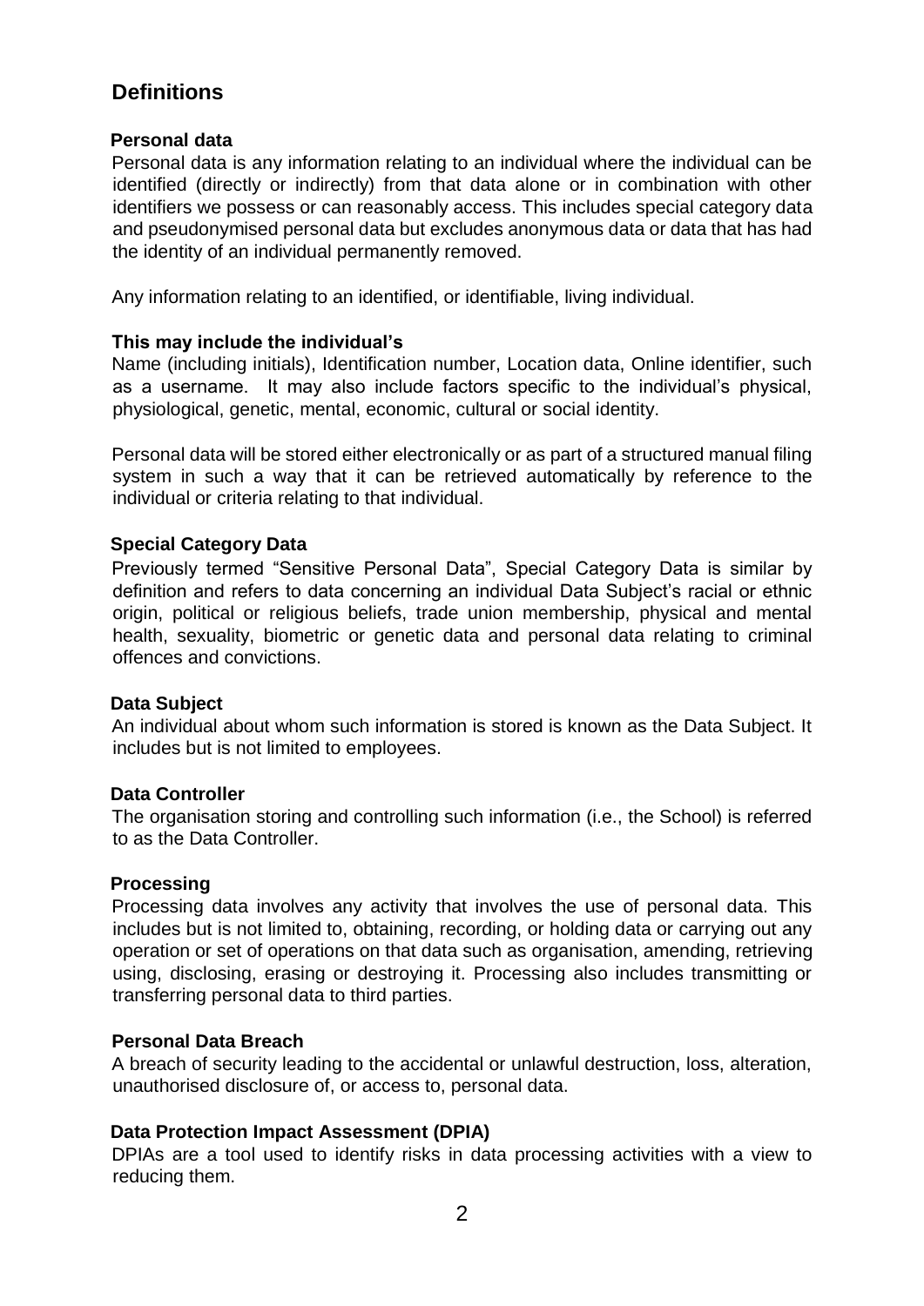## Definitions

### Personal data

Personal data is any information relating to an individual where the individual can be identified (directly or indirectly) from that data alone or in combination with other identifiers we possess or can reasonably access. This includes special category data and pseudonymised personal data but excludes anonymous data or data that has had the identity of an individual permanently removed.

Any information relating to an identified, or identifiable, living individual.

### This may include the individual's

Name (including initials), Identification number, Location data, Online identifier, such as a username. It may also include factors specific to the individual's physical, physiological, genetic, mental, economic, cultural or social identity.

Personal data will be stored either electronically or as part of a structured manual filing system in such a way that it can be retrieved automatically by reference to the individual or criteria relating to that individual.

### Special Category Data

Previously termed "Sensitive Personal Data", Special Category Data is similar by definition and refers to data concerning an individual Data Subject's racial or ethnic origin, political or religious beliefs, trade union membership, physical and mental health, sexuality, biometric or genetic data and personal data relating to criminal offences and convictions.

### Data Subject

An individual about whom such information is stored is known as the Data Subject. It includes but is not limited to employees.

### Data Controller

The organisation storing and controlling such information (i.e., the School) is referred to as the Data Controller.

### Processing

Processing data involves any activity that involves the use of personal data. This includes but is not limited to, obtaining, recording, or holding data or carrying out any operation or set of operations on that data such as organisation, amending, retrieving using, disclosing, erasing or destroying it. Processing also includes transmitting or transferring personal data to third parties.

### Personal Data Breach

A breach of security leading to the accidental or unlawful destruction, loss, alteration, unauthorised disclosure of, or access to, personal data.

### Data Protection Impact Assessment (DPIA)

DPIAs are a tool used to identify risks in data processing activities with a view to reducing them.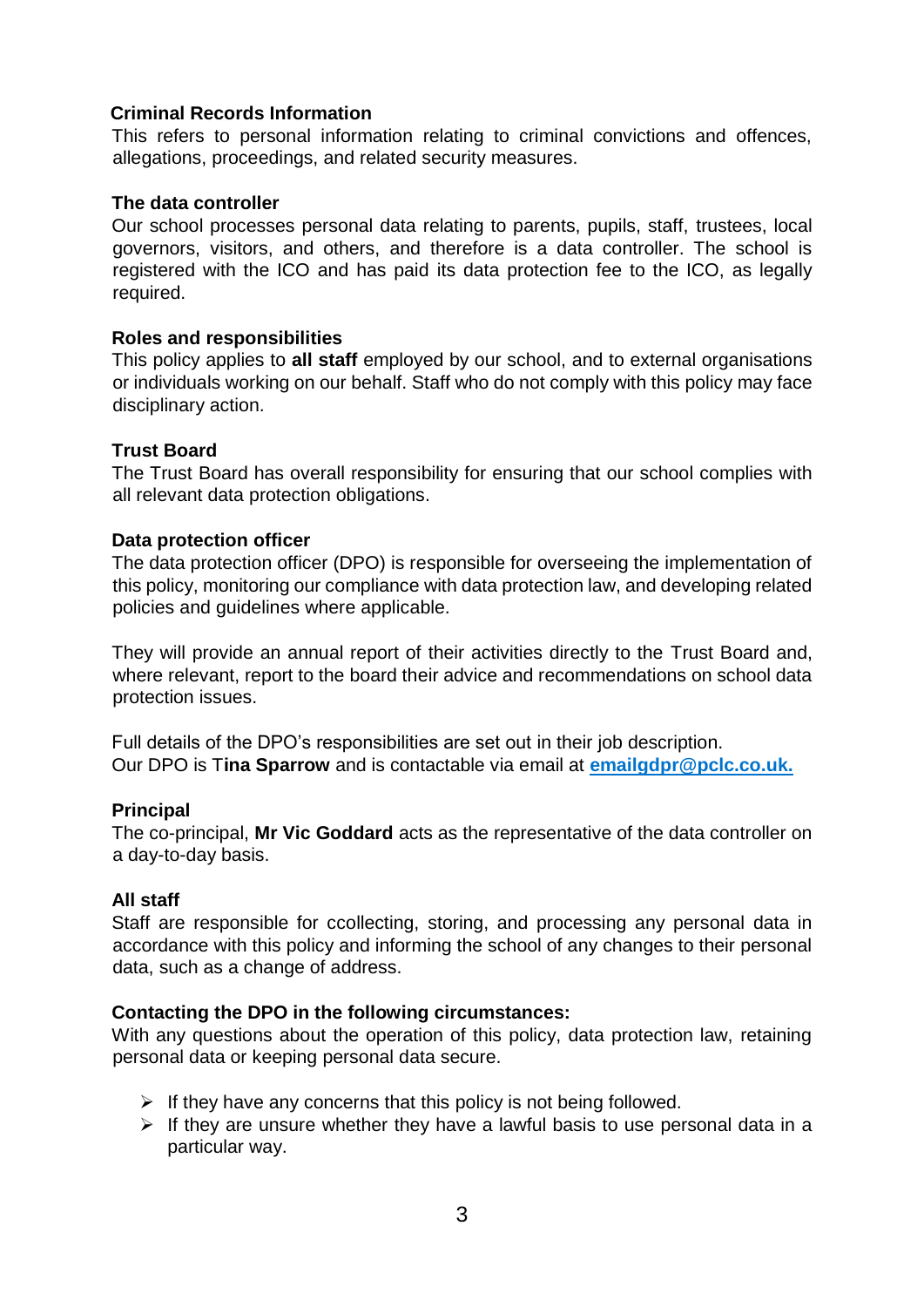**Criminal Records Information**

This refers to personal information relating to criminal convictions and offences, allegations, proceedings, and related security measures.

**The data controller**

Our school processes personal data relating to parents, pupils, staff, trustees, local governors, visitors, and others, and therefore is a data controller. The school is registered with the ICO and has paid its data protection fee to the ICO, as legally required.

**Roles and responsibilities**

This policy applies to **all staff** employed by our school, and to external organisations or individuals working on our behalf. Staff who do not comply with this policy may face disciplinary action.

**Trust Board**

The Trust Board has overall responsibility for ensuring that our school complies with all relevant data protection obligations.

**Data protection officer**

The data protection officer (DPO) is responsible for overseeing the implementation of this policy, monitoring our compliance with data protection law, and developing related policies and guidelines where applicable.

They will provide an annual report of their activities directly to the Trust Board and, where relevant, report to the board their advice and recommendations on school data protection issues.

Full details of the DPO's responsibilities are set out in their job description.
Our DPO is T**ina Sparrow** and is contactable via email at **emailgdpr@pclc.co.uk.**

**Principal**

The co-principal, **Mr Vic Goddard** acts as the representative of the data controller on a day-to-day basis.

**All staff**

Staff are responsible for ccollecting, storing, and processing any personal data in accordance with this policy and informing the school of any changes to their personal data, such as a change of address.

**Contacting the DPO in the following circumstances:**

With any questions about the operation of this policy, data protection law, retaining personal data or keeping personal data secure.

- If they have any concerns that this policy is not being followed.
- If they are unsure whether they have a lawful basis to use personal data in a particular way.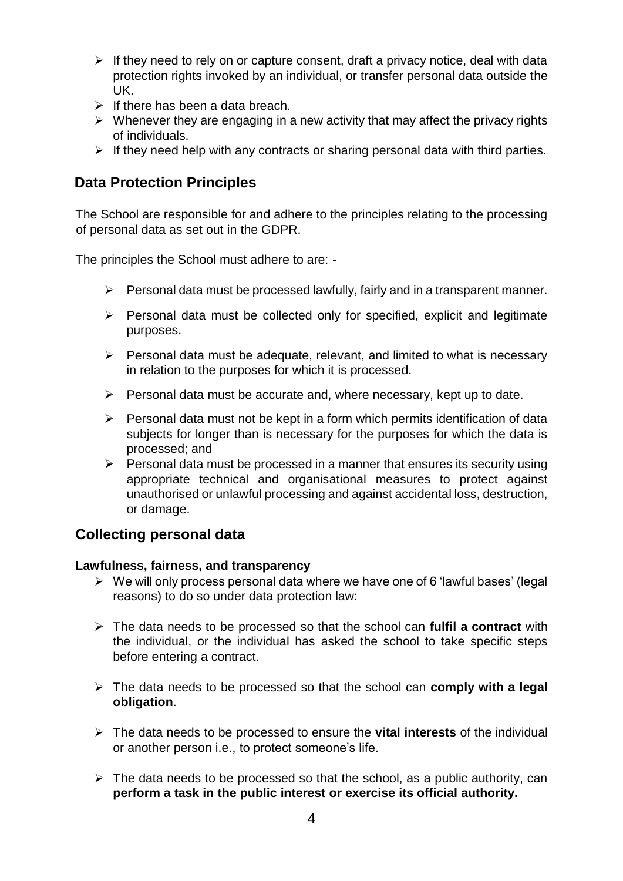- If they need to rely on or capture consent, draft a privacy notice, deal with data protection rights invoked by an individual, or transfer personal data outside the UK.
- If there has been a data breach.
- Whenever they are engaging in a new activity that may affect the privacy rights of individuals.
- If they need help with any contracts or sharing personal data with third parties.

## Data Protection Principles

The School are responsible for and adhere to the principles relating to the processing of personal data as set out in the GDPR.

The principles the School must adhere to are: -

- Personal data must be processed lawfully, fairly and in a transparent manner.
- Personal data must be collected only for specified, explicit and legitimate purposes.
- Personal data must be adequate, relevant, and limited to what is necessary in relation to the purposes for which it is processed.
- Personal data must be accurate and, where necessary, kept up to date.
- Personal data must not be kept in a form which permits identification of data subjects for longer than is necessary for the purposes for which the data is processed; and
- Personal data must be processed in a manner that ensures its security using appropriate technical and organisational measures to protect against unauthorised or unlawful processing and against accidental loss, destruction, or damage.

## Collecting personal data

**Lawfulness, fairness, and transparency**

- We will only process personal data where we have one of 6 'lawful bases' (legal reasons) to do so under data protection law:
- The data needs to be processed so that the school can **fulfil a contract** with the individual, or the individual has asked the school to take specific steps before entering a contract.
- The data needs to be processed so that the school can **comply with a legal obligation**.
- The data needs to be processed to ensure the **vital interests** of the individual or another person i.e., to protect someone's life.
- The data needs to be processed so that the school, as a public authority, can **perform a task in the public interest or exercise its official authority.**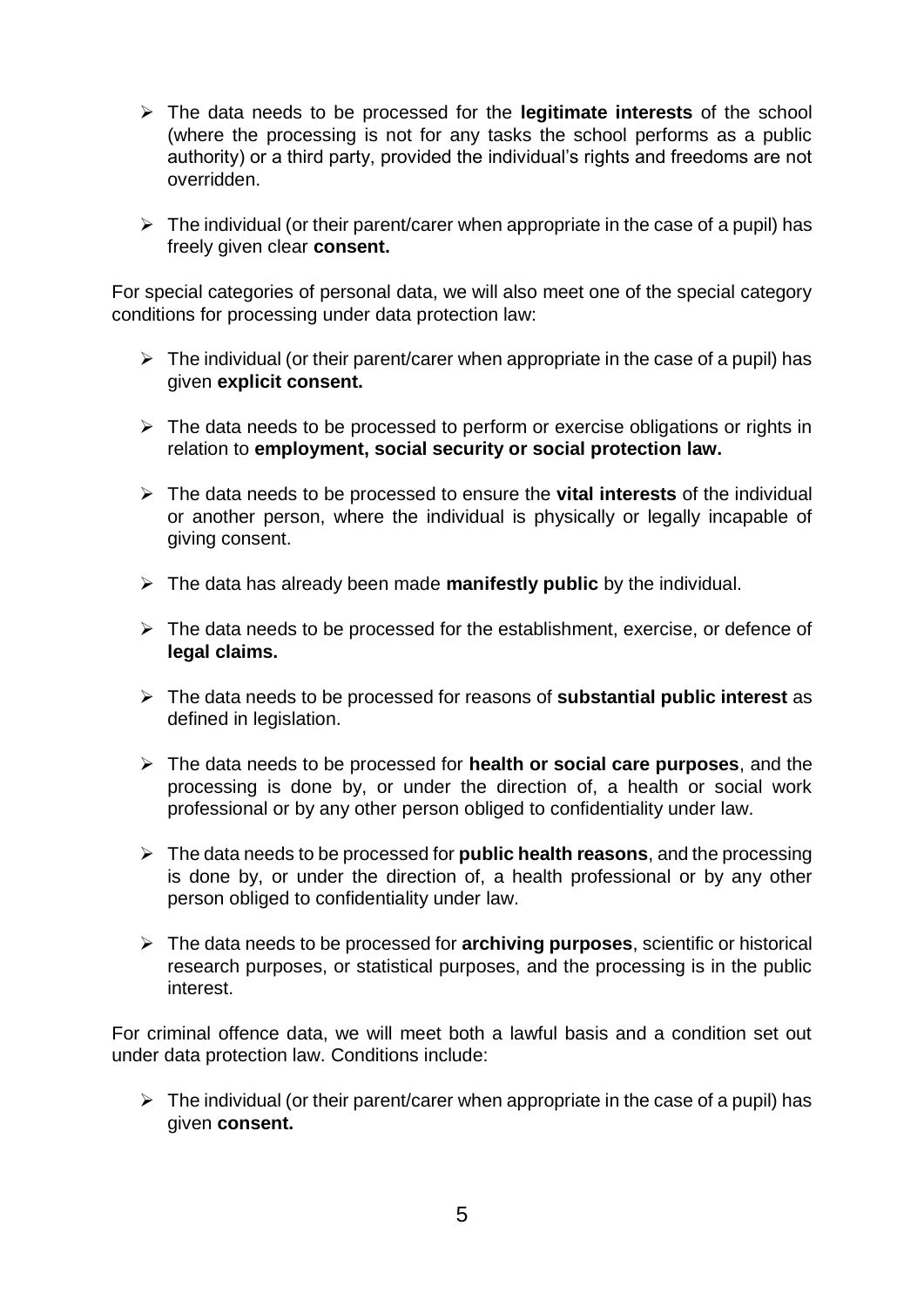- The data needs to be processed for the **legitimate interests** of the school (where the processing is not for any tasks the school performs as a public authority) or a third party, provided the individual's rights and freedoms are not overridden.

- The individual (or their parent/carer when appropriate in the case of a pupil) has freely given clear **consent.**

For special categories of personal data, we will also meet one of the special category conditions for processing under data protection law:

- The individual (or their parent/carer when appropriate in the case of a pupil) has given **explicit consent.**

- The data needs to be processed to perform or exercise obligations or rights in relation to **employment, social security or social protection law.**

- The data needs to be processed to ensure the **vital interests** of the individual or another person, where the individual is physically or legally incapable of giving consent.

- The data has already been made **manifestly public** by the individual.

- The data needs to be processed for the establishment, exercise, or defence of **legal claims.**

- The data needs to be processed for reasons of **substantial public interest** as defined in legislation.

- The data needs to be processed for **health or social care purposes**, and the processing is done by, or under the direction of, a health or social work professional or by any other person obliged to confidentiality under law.

- The data needs to be processed for **public health reasons**, and the processing is done by, or under the direction of, a health professional or by any other person obliged to confidentiality under law.

- The data needs to be processed for **archiving purposes**, scientific or historical research purposes, or statistical purposes, and the processing is in the public interest.

For criminal offence data, we will meet both a lawful basis and a condition set out under data protection law. Conditions include:

- The individual (or their parent/carer when appropriate in the case of a pupil) has given **consent.**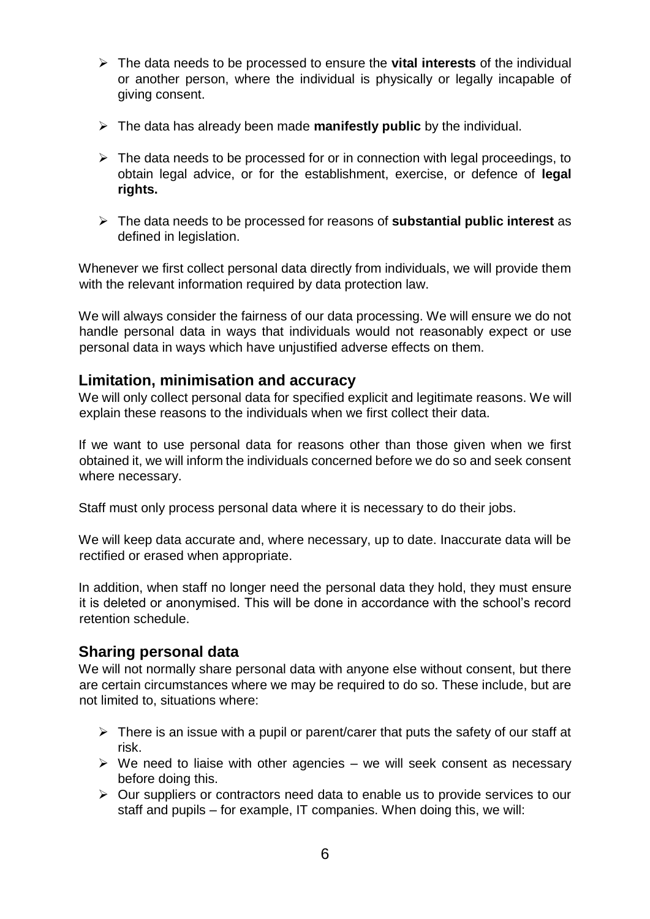- The data needs to be processed to ensure the **vital interests** of the individual or another person, where the individual is physically or legally incapable of giving consent.
- The data has already been made **manifestly public** by the individual.
- The data needs to be processed for or in connection with legal proceedings, to obtain legal advice, or for the establishment, exercise, or defence of **legal rights.**
- The data needs to be processed for reasons of **substantial public interest** as defined in legislation.

Whenever we first collect personal data directly from individuals, we will provide them with the relevant information required by data protection law.

We will always consider the fairness of our data processing. We will ensure we do not handle personal data in ways that individuals would not reasonably expect or use personal data in ways which have unjustified adverse effects on them.

## Limitation, minimisation and accuracy

We will only collect personal data for specified explicit and legitimate reasons. We will explain these reasons to the individuals when we first collect their data.

If we want to use personal data for reasons other than those given when we first obtained it, we will inform the individuals concerned before we do so and seek consent where necessary.

Staff must only process personal data where it is necessary to do their jobs.

We will keep data accurate and, where necessary, up to date. Inaccurate data will be rectified or erased when appropriate.

In addition, when staff no longer need the personal data they hold, they must ensure it is deleted or anonymised. This will be done in accordance with the school's record retention schedule.

## Sharing personal data

We will not normally share personal data with anyone else without consent, but there are certain circumstances where we may be required to do so. These include, but are not limited to, situations where:

- There is an issue with a pupil or parent/carer that puts the safety of our staff at risk.
- We need to liaise with other agencies – we will seek consent as necessary before doing this.
- Our suppliers or contractors need data to enable us to provide services to our staff and pupils – for example, IT companies. When doing this, we will: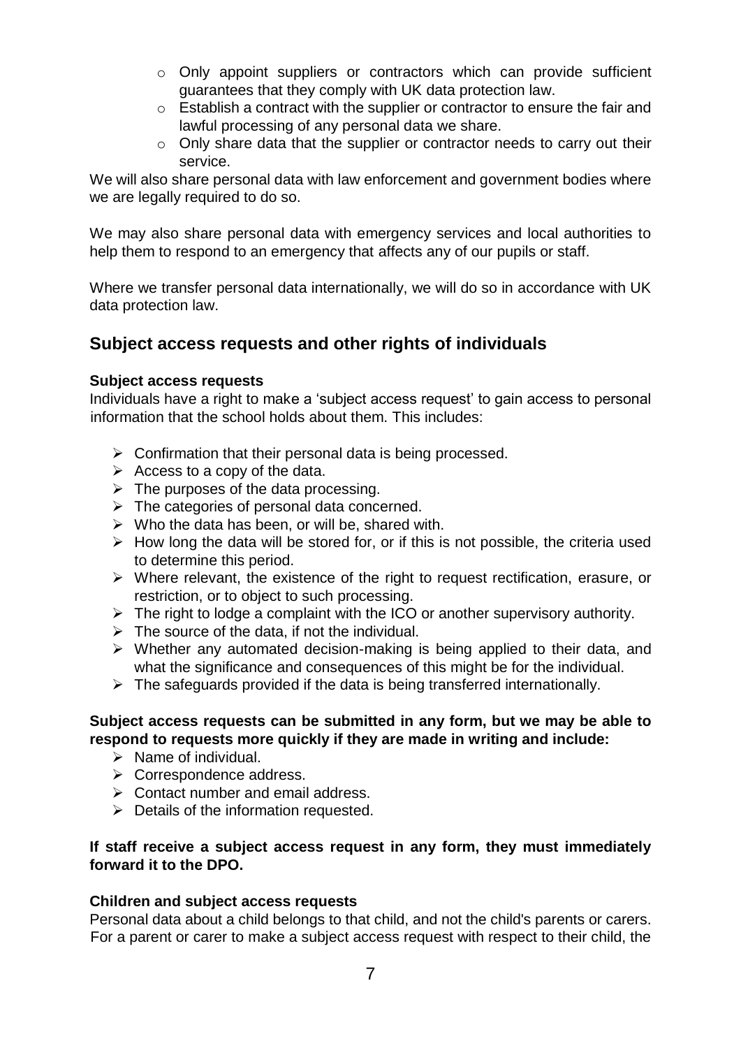- Only appoint suppliers or contractors which can provide sufficient guarantees that they comply with UK data protection law.
  - Establish a contract with the supplier or contractor to ensure the fair and lawful processing of any personal data we share.
  - Only share data that the supplier or contractor needs to carry out their service.

We will also share personal data with law enforcement and government bodies where we are legally required to do so.

We may also share personal data with emergency services and local authorities to help them to respond to an emergency that affects any of our pupils or staff.

Where we transfer personal data internationally, we will do so in accordance with UK data protection law.

## Subject access requests and other rights of individuals

**Subject access requests**

Individuals have a right to make a 'subject access request' to gain access to personal information that the school holds about them. This includes:

- Confirmation that their personal data is being processed.
- Access to a copy of the data.
- The purposes of the data processing.
- The categories of personal data concerned.
- Who the data has been, or will be, shared with.
- How long the data will be stored for, or if this is not possible, the criteria used to determine this period.
- Where relevant, the existence of the right to request rectification, erasure, or restriction, or to object to such processing.
- The right to lodge a complaint with the ICO or another supervisory authority.
- The source of the data, if not the individual.
- Whether any automated decision-making is being applied to their data, and what the significance and consequences of this might be for the individual.
- The safeguards provided if the data is being transferred internationally.

**Subject access requests can be submitted in any form, but we may be able to respond to requests more quickly if they are made in writing and include:**

- Name of individual.
- Correspondence address.
- Contact number and email address.
- Details of the information requested.

**If staff receive a subject access request in any form, they must immediately forward it to the DPO.**

**Children and subject access requests**

Personal data about a child belongs to that child, and not the child's parents or carers. For a parent or carer to make a subject access request with respect to their child, the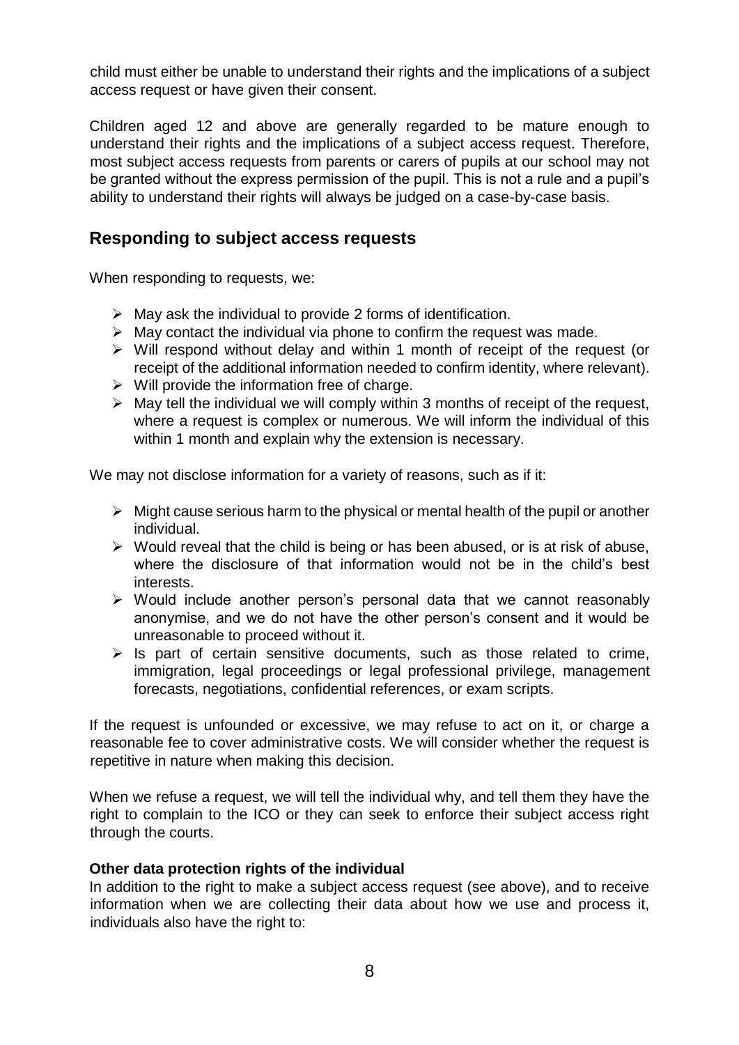child must either be unable to understand their rights and the implications of a subject access request or have given their consent.

Children aged 12 and above are generally regarded to be mature enough to understand their rights and the implications of a subject access request. Therefore, most subject access requests from parents or carers of pupils at our school may not be granted without the express permission of the pupil. This is not a rule and a pupil's ability to understand their rights will always be judged on a case-by-case basis.

## Responding to subject access requests

When responding to requests, we:

- May ask the individual to provide 2 forms of identification.
- May contact the individual via phone to confirm the request was made.
- Will respond without delay and within 1 month of receipt of the request (or receipt of the additional information needed to confirm identity, where relevant).
- Will provide the information free of charge.
- May tell the individual we will comply within 3 months of receipt of the request, where a request is complex or numerous. We will inform the individual of this within 1 month and explain why the extension is necessary.

We may not disclose information for a variety of reasons, such as if it:

- Might cause serious harm to the physical or mental health of the pupil or another individual.
- Would reveal that the child is being or has been abused, or is at risk of abuse, where the disclosure of that information would not be in the child's best interests.
- Would include another person's personal data that we cannot reasonably anonymise, and we do not have the other person's consent and it would be unreasonable to proceed without it.
- Is part of certain sensitive documents, such as those related to crime, immigration, legal proceedings or legal professional privilege, management forecasts, negotiations, confidential references, or exam scripts.

If the request is unfounded or excessive, we may refuse to act on it, or charge a reasonable fee to cover administrative costs. We will consider whether the request is repetitive in nature when making this decision.

When we refuse a request, we will tell the individual why, and tell them they have the right to complain to the ICO or they can seek to enforce their subject access right through the courts.

**Other data protection rights of the individual**

In addition to the right to make a subject access request (see above), and to receive information when we are collecting their data about how we use and process it, individuals also have the right to: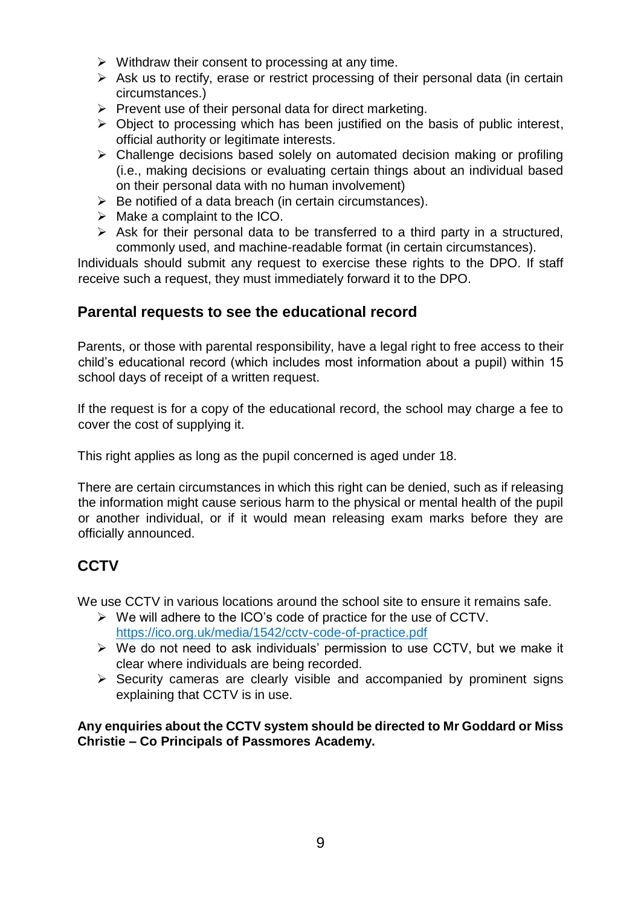- Withdraw their consent to processing at any time.
- Ask us to rectify, erase or restrict processing of their personal data (in certain circumstances.)
- Prevent use of their personal data for direct marketing.
- Object to processing which has been justified on the basis of public interest, official authority or legitimate interests.
- Challenge decisions based solely on automated decision making or profiling (i.e., making decisions or evaluating certain things about an individual based on their personal data with no human involvement)
- Be notified of a data breach (in certain circumstances).
- Make a complaint to the ICO.
- Ask for their personal data to be transferred to a third party in a structured, commonly used, and machine-readable format (in certain circumstances).

Individuals should submit any request to exercise these rights to the DPO. If staff receive such a request, they must immediately forward it to the DPO.

## Parental requests to see the educational record

Parents, or those with parental responsibility, have a legal right to free access to their child's educational record (which includes most information about a pupil) within 15 school days of receipt of a written request.

If the request is for a copy of the educational record, the school may charge a fee to cover the cost of supplying it.

This right applies as long as the pupil concerned is aged under 18.

There are certain circumstances in which this right can be denied, such as if releasing the information might cause serious harm to the physical or mental health of the pupil or another individual, or if it would mean releasing exam marks before they are officially announced.

## CCTV

We use CCTV in various locations around the school site to ensure it remains safe.

- We will adhere to the ICO's code of practice for the use of CCTV. https://ico.org.uk/media/1542/cctv-code-of-practice.pdf
- We do not need to ask individuals' permission to use CCTV, but we make it clear where individuals are being recorded.
- Security cameras are clearly visible and accompanied by prominent signs explaining that CCTV is in use.

**Any enquiries about the CCTV system should be directed to Mr Goddard or Miss Christie – Co Principals of Passmores Academy.**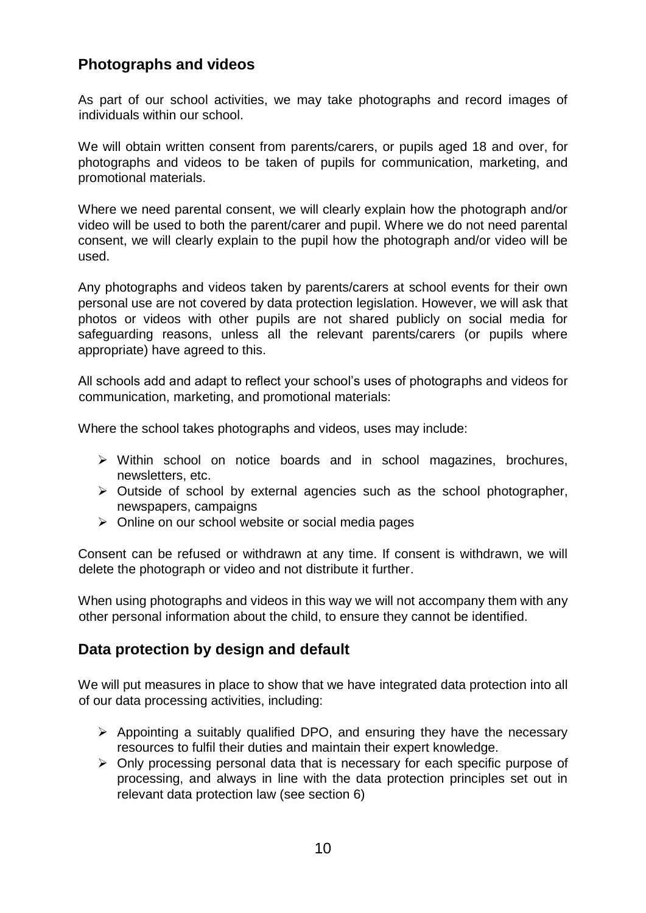## Photographs and videos

As part of our school activities, we may take photographs and record images of individuals within our school.

We will obtain written consent from parents/carers, or pupils aged 18 and over, for photographs and videos to be taken of pupils for communication, marketing, and promotional materials.

Where we need parental consent, we will clearly explain how the photograph and/or video will be used to both the parent/carer and pupil. Where we do not need parental consent, we will clearly explain to the pupil how the photograph and/or video will be used.

Any photographs and videos taken by parents/carers at school events for their own personal use are not covered by data protection legislation. However, we will ask that photos or videos with other pupils are not shared publicly on social media for safeguarding reasons, unless all the relevant parents/carers (or pupils where appropriate) have agreed to this.

All schools add and adapt to reflect your school's uses of photographs and videos for communication, marketing, and promotional materials:

Where the school takes photographs and videos, uses may include:

- Within school on notice boards and in school magazines, brochures, newsletters, etc.
- Outside of school by external agencies such as the school photographer, newspapers, campaigns
- Online on our school website or social media pages

Consent can be refused or withdrawn at any time. If consent is withdrawn, we will delete the photograph or video and not distribute it further.

When using photographs and videos in this way we will not accompany them with any other personal information about the child, to ensure they cannot be identified.

## Data protection by design and default

We will put measures in place to show that we have integrated data protection into all of our data processing activities, including:

- Appointing a suitably qualified DPO, and ensuring they have the necessary resources to fulfil their duties and maintain their expert knowledge.
- Only processing personal data that is necessary for each specific purpose of processing, and always in line with the data protection principles set out in relevant data protection law (see section 6)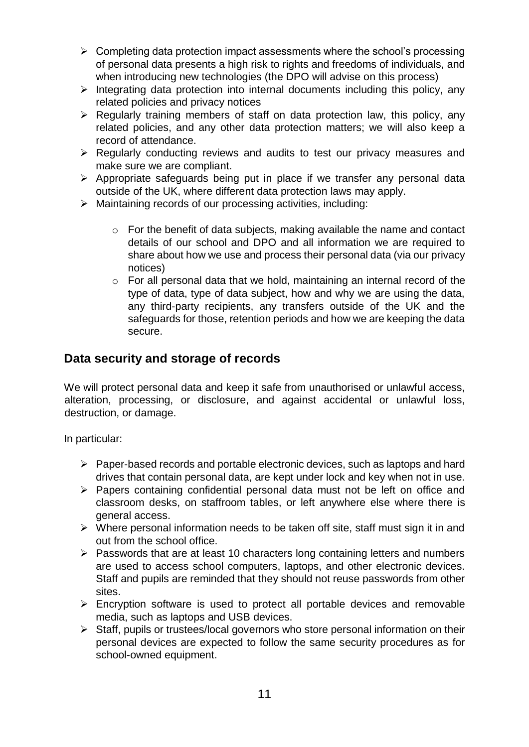- Completing data protection impact assessments where the school's processing of personal data presents a high risk to rights and freedoms of individuals, and when introducing new technologies (the DPO will advise on this process)
- Integrating data protection into internal documents including this policy, any related policies and privacy notices
- Regularly training members of staff on data protection law, this policy, any related policies, and any other data protection matters; we will also keep a record of attendance.
- Regularly conducting reviews and audits to test our privacy measures and make sure we are compliant.
- Appropriate safeguards being put in place if we transfer any personal data outside of the UK, where different data protection laws may apply.
- Maintaining records of our processing activities, including:
    - For the benefit of data subjects, making available the name and contact details of our school and DPO and all information we are required to share about how we use and process their personal data (via our privacy notices)
    - For all personal data that we hold, maintaining an internal record of the type of data, type of data subject, how and why we are using the data, any third-party recipients, any transfers outside of the UK and the safeguards for those, retention periods and how we are keeping the data secure.

## Data security and storage of records

We will protect personal data and keep it safe from unauthorised or unlawful access, alteration, processing, or disclosure, and against accidental or unlawful loss, destruction, or damage.

In particular:

- Paper-based records and portable electronic devices, such as laptops and hard drives that contain personal data, are kept under lock and key when not in use.
- Papers containing confidential personal data must not be left on office and classroom desks, on staffroom tables, or left anywhere else where there is general access.
- Where personal information needs to be taken off site, staff must sign it in and out from the school office.
- Passwords that are at least 10 characters long containing letters and numbers are used to access school computers, laptops, and other electronic devices. Staff and pupils are reminded that they should not reuse passwords from other sites.
- Encryption software is used to protect all portable devices and removable media, such as laptops and USB devices.
- Staff, pupils or trustees/local governors who store personal information on their personal devices are expected to follow the same security procedures as for school-owned equipment.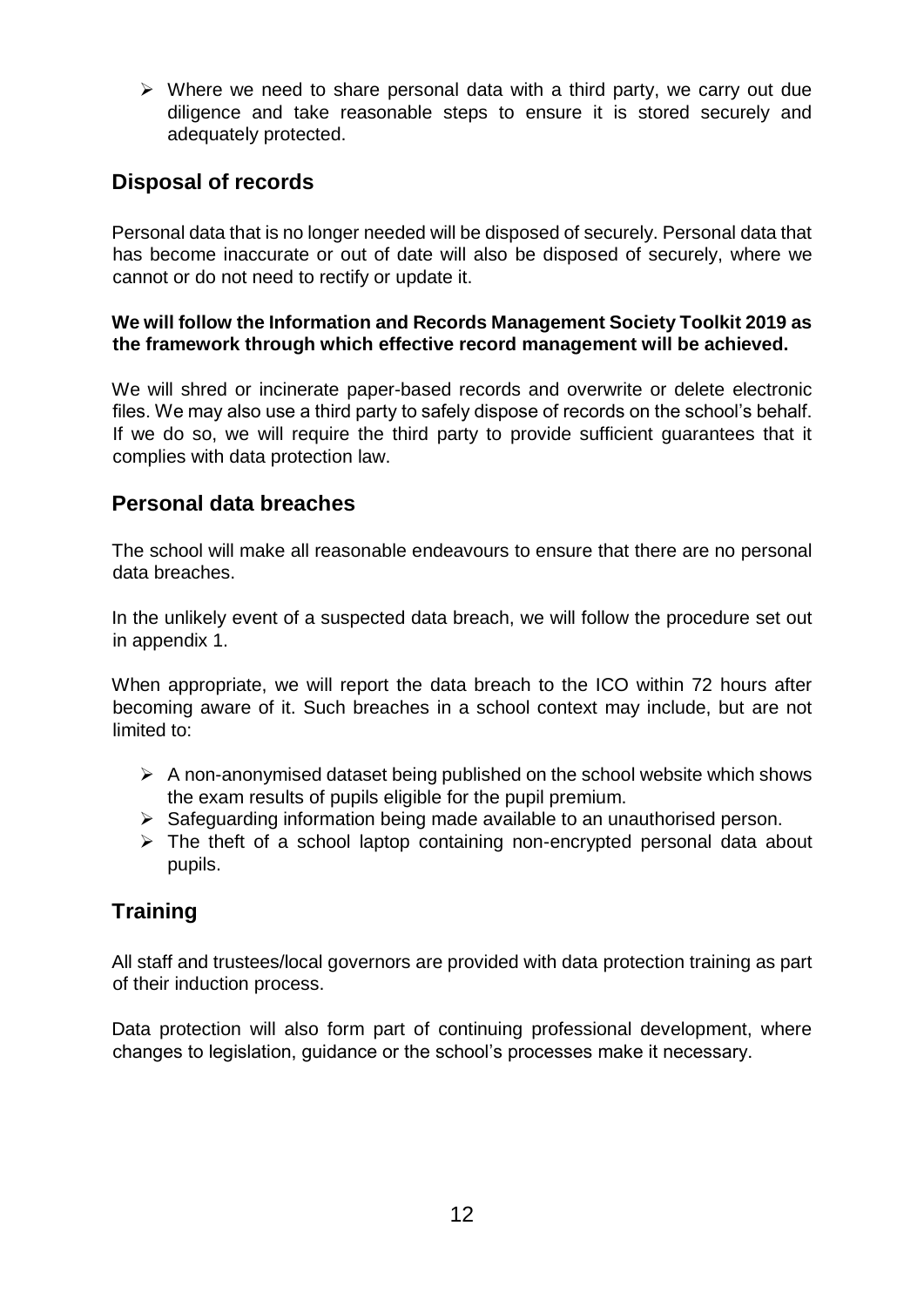- Where we need to share personal data with a third party, we carry out due diligence and take reasonable steps to ensure it is stored securely and adequately protected.

## Disposal of records

Personal data that is no longer needed will be disposed of securely. Personal data that has become inaccurate or out of date will also be disposed of securely, where we cannot or do not need to rectify or update it.

**We will follow the Information and Records Management Society Toolkit 2019 as the framework through which effective record management will be achieved.**

We will shred or incinerate paper-based records and overwrite or delete electronic files. We may also use a third party to safely dispose of records on the school's behalf. If we do so, we will require the third party to provide sufficient guarantees that it complies with data protection law.

## Personal data breaches

The school will make all reasonable endeavours to ensure that there are no personal data breaches.

In the unlikely event of a suspected data breach, we will follow the procedure set out in appendix 1.

When appropriate, we will report the data breach to the ICO within 72 hours after becoming aware of it. Such breaches in a school context may include, but are not limited to:

- A non-anonymised dataset being published on the school website which shows the exam results of pupils eligible for the pupil premium.
- Safeguarding information being made available to an unauthorised person.
- The theft of a school laptop containing non-encrypted personal data about pupils.

## Training

All staff and trustees/local governors are provided with data protection training as part of their induction process.

Data protection will also form part of continuing professional development, where changes to legislation, guidance or the school's processes make it necessary.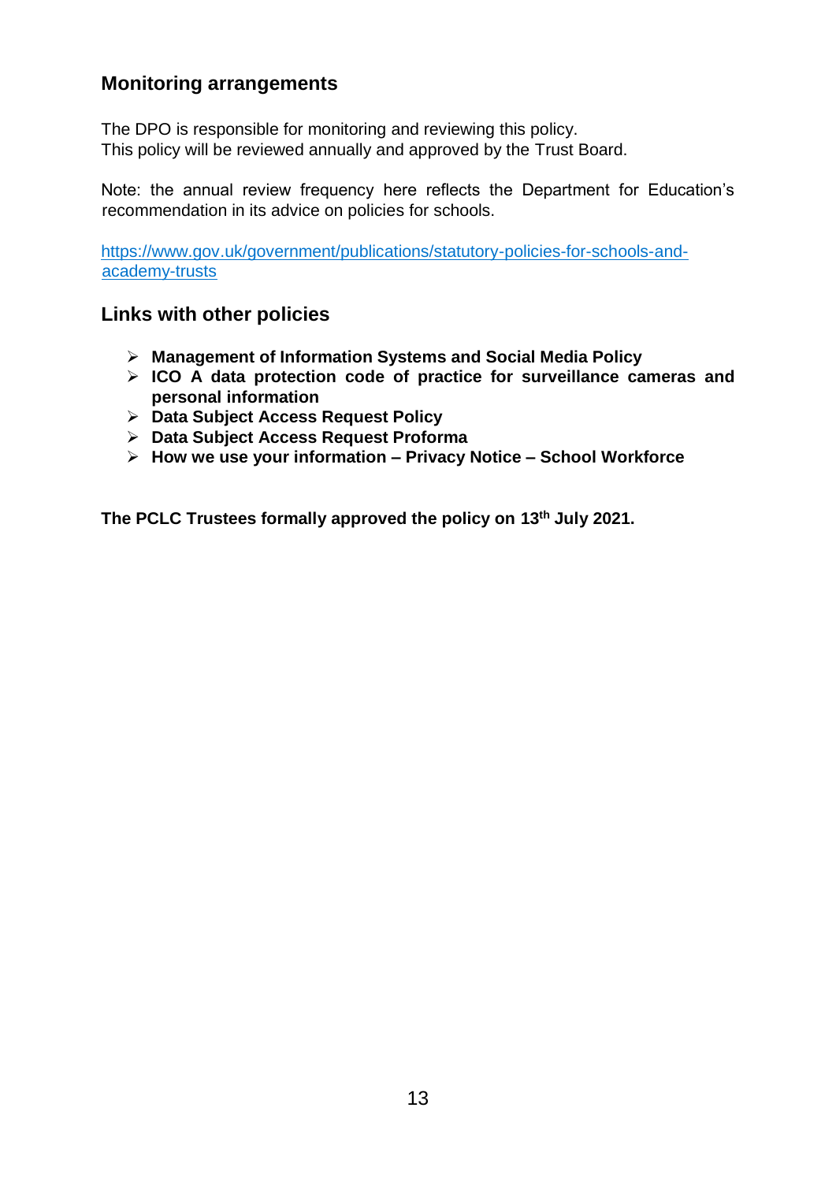## Monitoring arrangements

The DPO is responsible for monitoring and reviewing this policy.
This policy will be reviewed annually and approved by the Trust Board.

Note: the annual review frequency here reflects the Department for Education's recommendation in its advice on policies for schools.

https://www.gov.uk/government/publications/statutory-policies-for-schools-and-academy-trusts

## Links with other policies

- **Management of Information Systems and Social Media Policy**
- **ICO A data protection code of practice for surveillance cameras and personal information**
- **Data Subject Access Request Policy**
- **Data Subject Access Request Proforma**
- **How we use your information – Privacy Notice – School Workforce**

**The PCLC Trustees formally approved the policy on 13th July 2021.**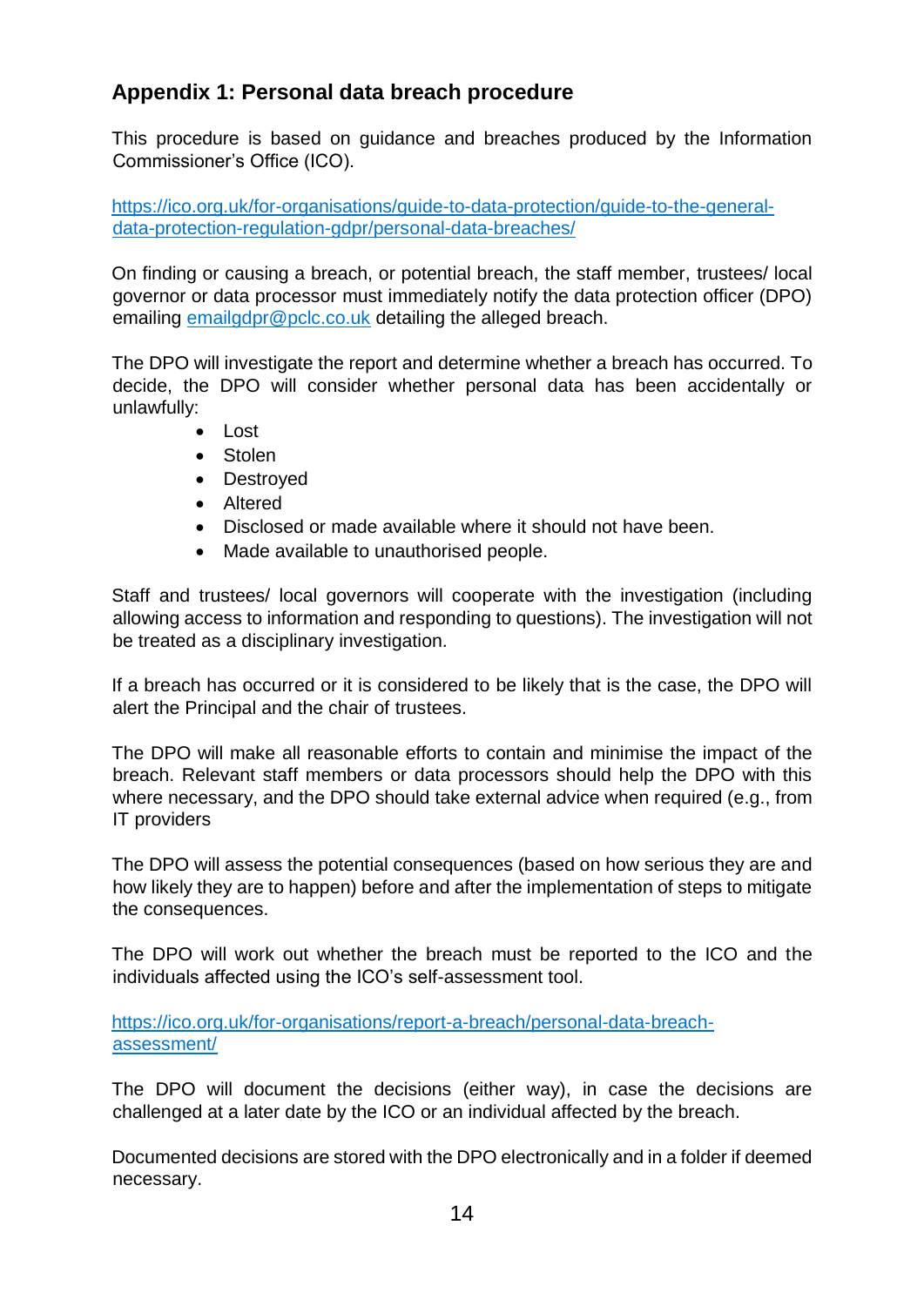## Appendix 1: Personal data breach procedure

This procedure is based on guidance and breaches produced by the Information Commissioner's Office (ICO).

https://ico.org.uk/for-organisations/guide-to-data-protection/guide-to-the-general-data-protection-regulation-gdpr/personal-data-breaches/

On finding or causing a breach, or potential breach, the staff member, trustees/ local governor or data processor must immediately notify the data protection officer (DPO) emailing emailgdpr@pclc.co.uk detailing the alleged breach.

The DPO will investigate the report and determine whether a breach has occurred. To decide, the DPO will consider whether personal data has been accidentally or unlawfully:

- Lost
- Stolen
- Destroyed
- Altered
- Disclosed or made available where it should not have been.
- Made available to unauthorised people.

Staff and trustees/ local governors will cooperate with the investigation (including allowing access to information and responding to questions). The investigation will not be treated as a disciplinary investigation.

If a breach has occurred or it is considered to be likely that is the case, the DPO will alert the Principal and the chair of trustees.

The DPO will make all reasonable efforts to contain and minimise the impact of the breach. Relevant staff members or data processors should help the DPO with this where necessary, and the DPO should take external advice when required (e.g., from IT providers

The DPO will assess the potential consequences (based on how serious they are and how likely they are to happen) before and after the implementation of steps to mitigate the consequences.

The DPO will work out whether the breach must be reported to the ICO and the individuals affected using the ICO's self-assessment tool.

https://ico.org.uk/for-organisations/report-a-breach/personal-data-breach-assessment/

The DPO will document the decisions (either way), in case the decisions are challenged at a later date by the ICO or an individual affected by the breach.

Documented decisions are stored with the DPO electronically and in a folder if deemed necessary.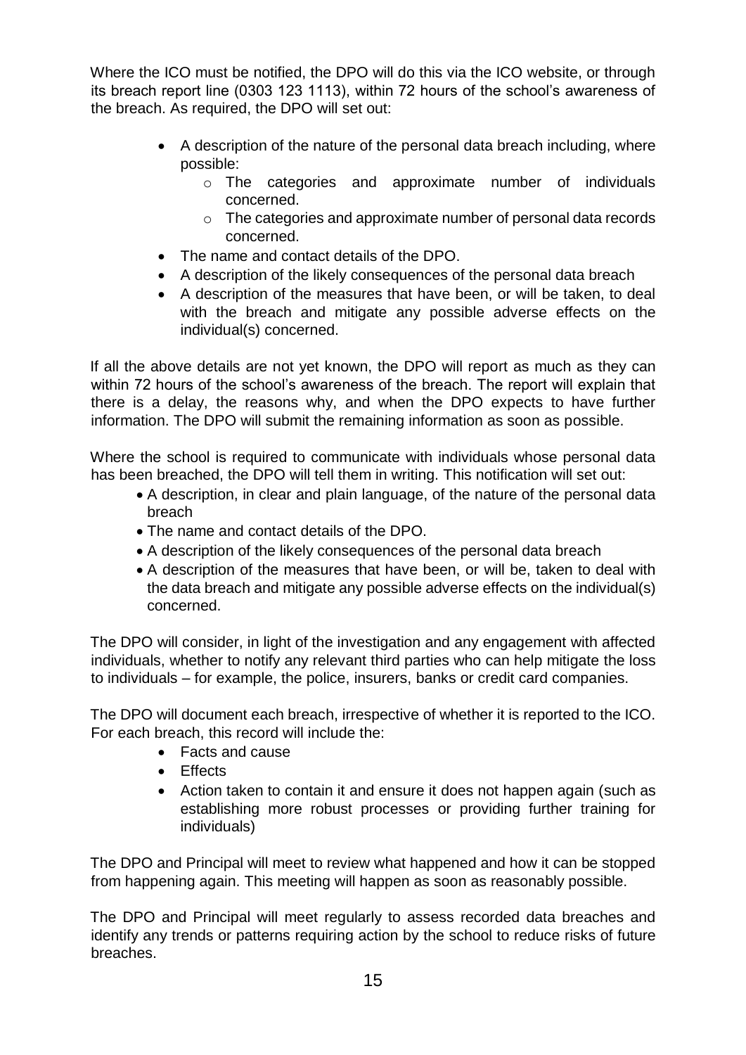Where the ICO must be notified, the DPO will do this via the ICO website, or through its breach report line (0303 123 1113), within 72 hours of the school's awareness of the breach. As required, the DPO will set out:

- A description of the nature of the personal data breach including, where possible:
  - The categories and approximate number of individuals concerned.
  - The categories and approximate number of personal data records concerned.
- The name and contact details of the DPO.
- A description of the likely consequences of the personal data breach
- A description of the measures that have been, or will be taken, to deal with the breach and mitigate any possible adverse effects on the individual(s) concerned.

If all the above details are not yet known, the DPO will report as much as they can within 72 hours of the school's awareness of the breach. The report will explain that there is a delay, the reasons why, and when the DPO expects to have further information. The DPO will submit the remaining information as soon as possible.

Where the school is required to communicate with individuals whose personal data has been breached, the DPO will tell them in writing. This notification will set out:

- A description, in clear and plain language, of the nature of the personal data breach
- The name and contact details of the DPO.
- A description of the likely consequences of the personal data breach
- A description of the measures that have been, or will be, taken to deal with the data breach and mitigate any possible adverse effects on the individual(s) concerned.

The DPO will consider, in light of the investigation and any engagement with affected individuals, whether to notify any relevant third parties who can help mitigate the loss to individuals – for example, the police, insurers, banks or credit card companies.

The DPO will document each breach, irrespective of whether it is reported to the ICO. For each breach, this record will include the:

- Facts and cause
- Effects
- Action taken to contain it and ensure it does not happen again (such as establishing more robust processes or providing further training for individuals)

The DPO and Principal will meet to review what happened and how it can be stopped from happening again. This meeting will happen as soon as reasonably possible.

The DPO and Principal will meet regularly to assess recorded data breaches and identify any trends or patterns requiring action by the school to reduce risks of future breaches.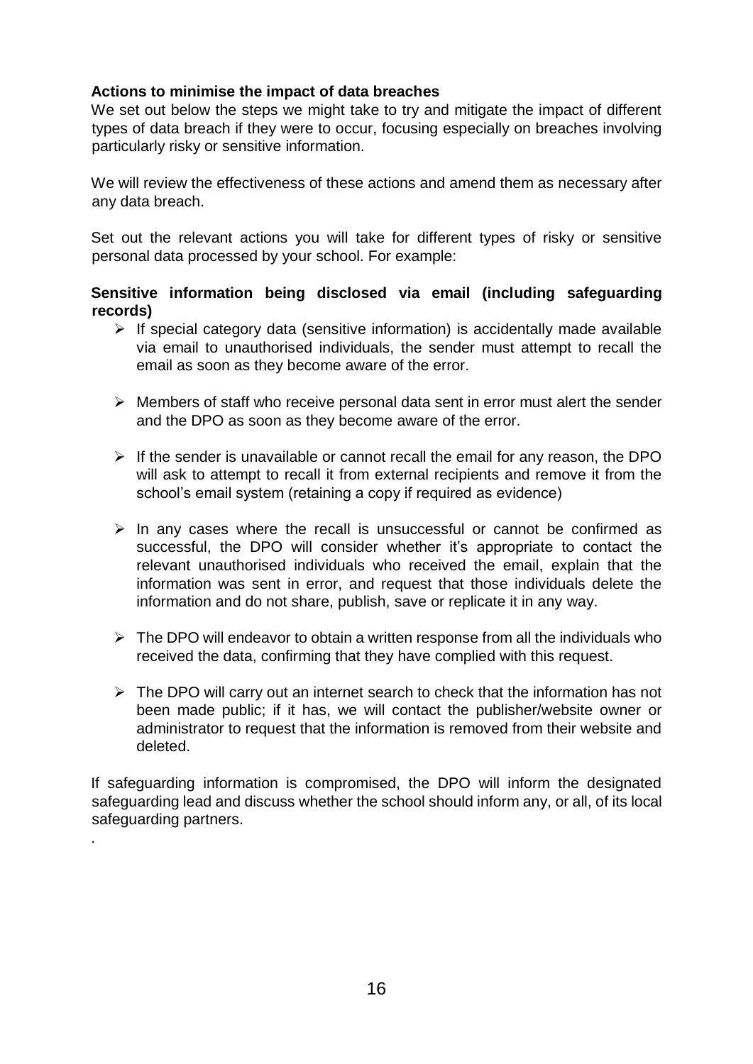**Actions to minimise the impact of data breaches**

We set out below the steps we might take to try and mitigate the impact of different types of data breach if they were to occur, focusing especially on breaches involving particularly risky or sensitive information.

We will review the effectiveness of these actions and amend them as necessary after any data breach.

Set out the relevant actions you will take for different types of risky or sensitive personal data processed by your school. For example:

**Sensitive information being disclosed via email (including safeguarding records)**

- If special category data (sensitive information) is accidentally made available via email to unauthorised individuals, the sender must attempt to recall the email as soon as they become aware of the error.
- Members of staff who receive personal data sent in error must alert the sender and the DPO as soon as they become aware of the error.
- If the sender is unavailable or cannot recall the email for any reason, the DPO will ask to attempt to recall it from external recipients and remove it from the school's email system (retaining a copy if required as evidence)
- In any cases where the recall is unsuccessful or cannot be confirmed as successful, the DPO will consider whether it's appropriate to contact the relevant unauthorised individuals who received the email, explain that the information was sent in error, and request that those individuals delete the information and do not share, publish, save or replicate it in any way.
- The DPO will endeavor to obtain a written response from all the individuals who received the data, confirming that they have complied with this request.
- The DPO will carry out an internet search to check that the information has not been made public; if it has, we will contact the publisher/website owner or administrator to request that the information is removed from their website and deleted.

If safeguarding information is compromised, the DPO will inform the designated safeguarding lead and discuss whether the school should inform any, or all, of its local safeguarding partners.

.